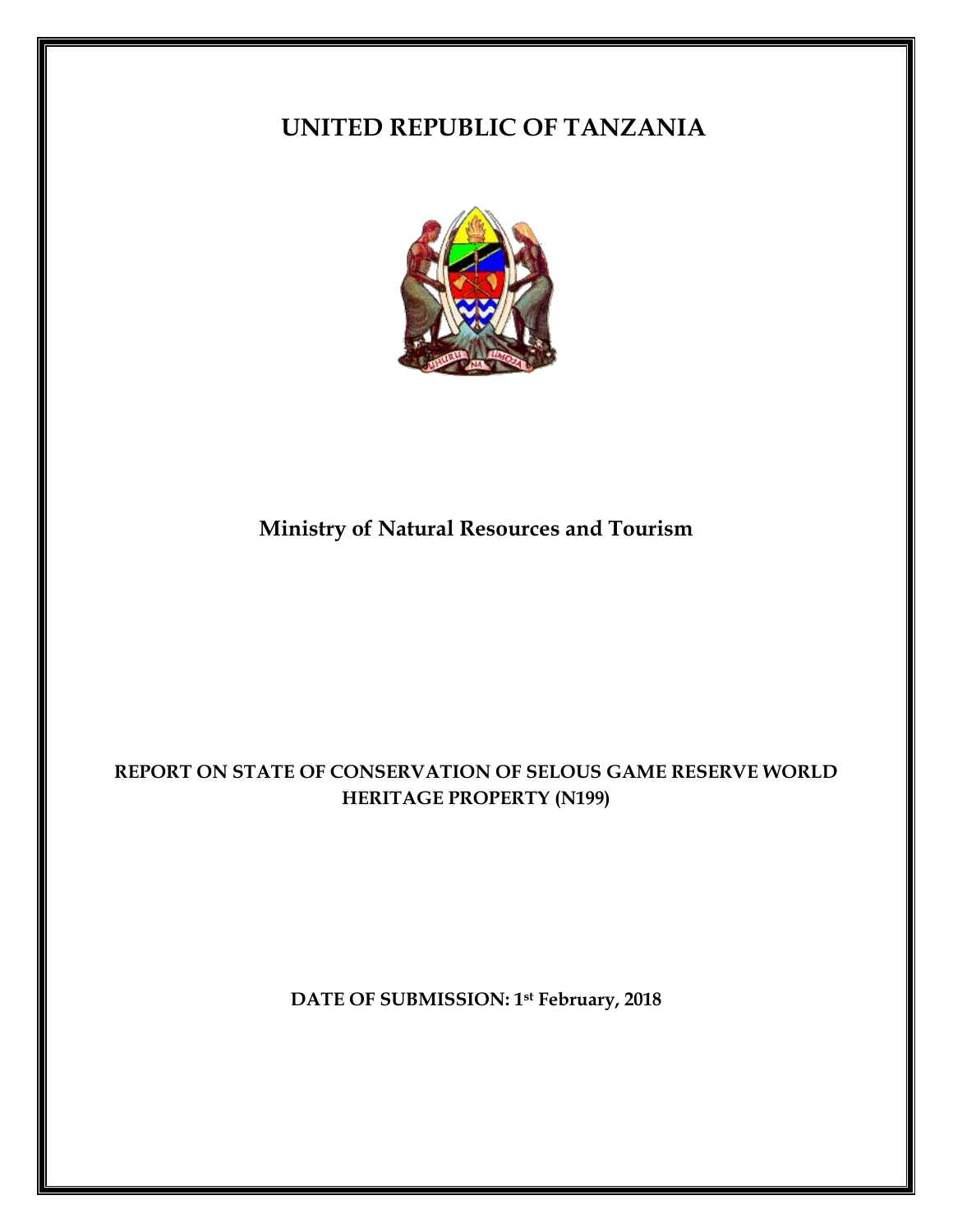# UNITED REPUBLIC OF TANZANIA

## Ministry of Natural Resources and Tourism

**REPORT ON STATE OF CONSERVATION OF SELOUS GAME RESERVE WORLD HERITAGE PROPERTY (N199)**

**DATE OF SUBMISSION: 1st February, 2018**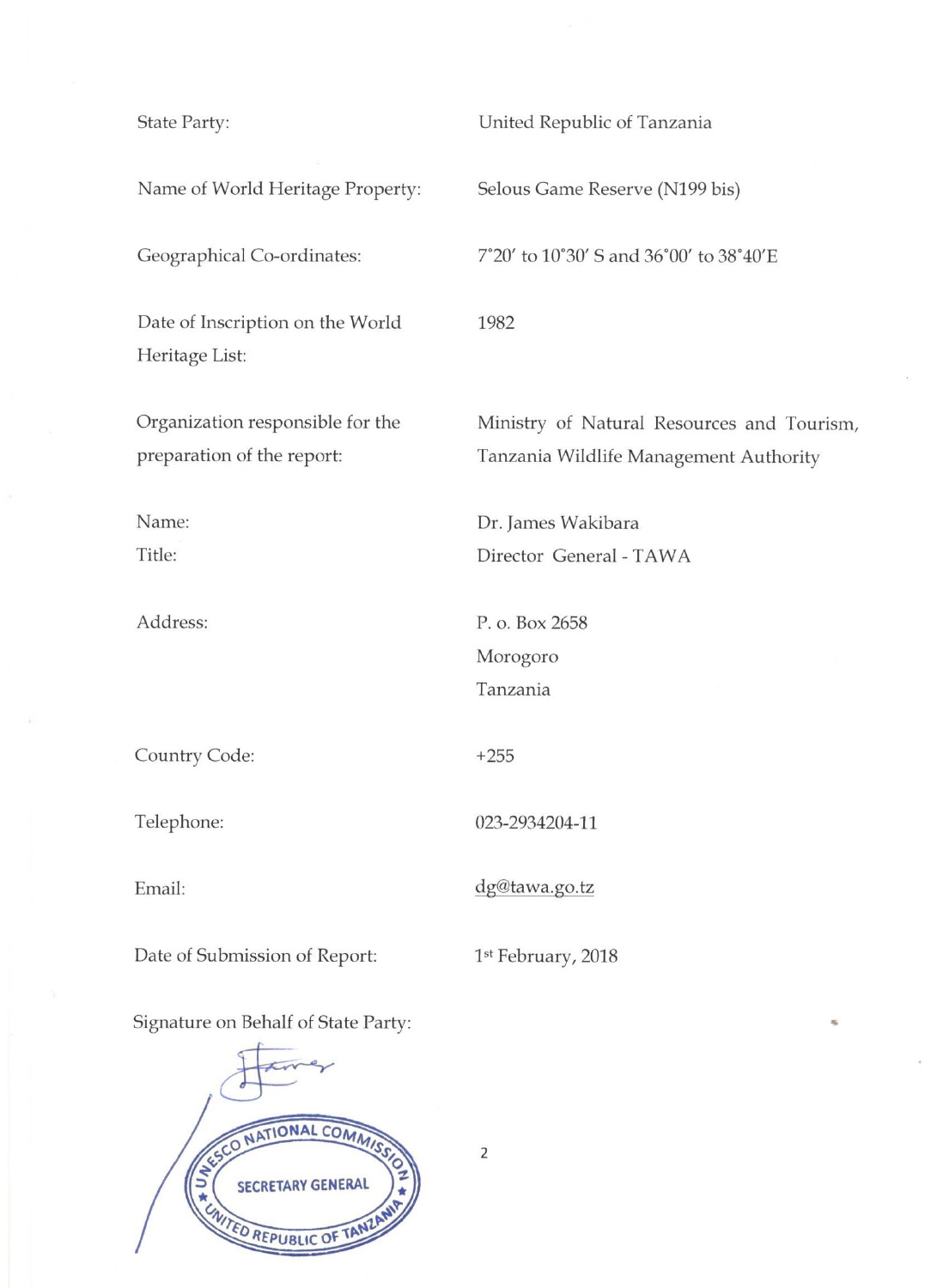| | |
|---|---|
| State Party: | United Republic of Tanzania |
| Name of World Heritage Property: | Selous Game Reserve (N199 bis) |
| Geographical Co-ordinates: | 7°20′ to 10°30′ S and 36°00′ to 38°40′E |
| Date of Inscription on the World Heritage List: | 1982 |
| Organization responsible for the preparation of the report: | Ministry of Natural Resources and Tourism, Tanzania Wildlife Management Authority |
| Name: | Dr. James Wakibara |
| Title: | Director General - TAWA |
| Address: | P. o. Box 2658<br>Morogoro<br>Tanzania |
| Country Code: | +255 |
| Telephone: | 023-2934204-11 |
| Email: | dg@tawa.go.tz |
| Date of Submission of Report: | 1st February, 2018 |

Signature on Behalf of State Party:

UNESCO NATIONAL COMMISSION
SECRETARY GENERAL
UNITED REPUBLIC OF TANZANIA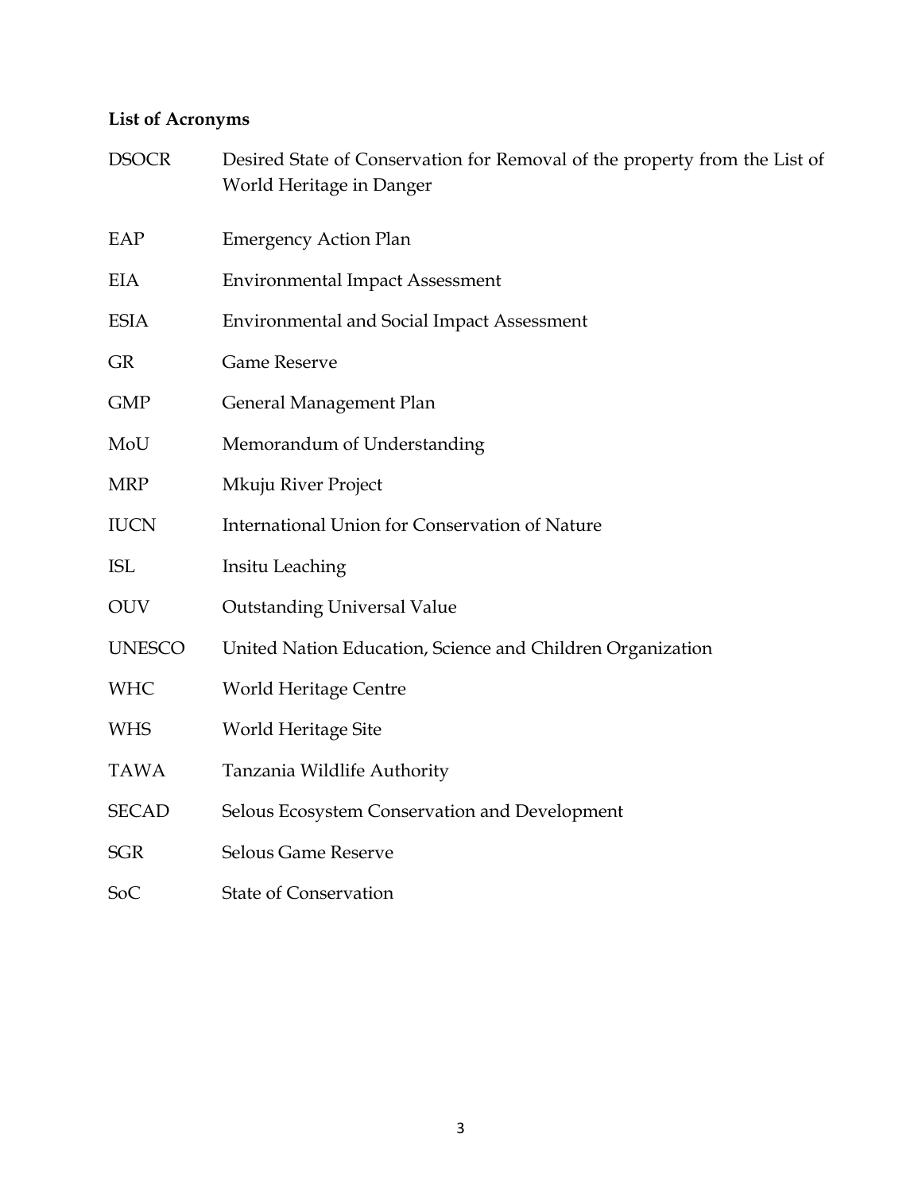**List of Acronyms**

| | |
|---|---|
| DSOCR | Desired State of Conservation for Removal of the property from the List of World Heritage in Danger |
| EAP | Emergency Action Plan |
| EIA | Environmental Impact Assessment |
| ESIA | Environmental and Social Impact Assessment |
| GR | Game Reserve |
| GMP | General Management Plan |
| MoU | Memorandum of Understanding |
| MRP | Mkuju River Project |
| IUCN | International Union for Conservation of Nature |
| ISL | Insitu Leaching |
| OUV | Outstanding Universal Value |
| UNESCO | United Nation Education, Science and Children Organization |
| WHC | World Heritage Centre |
| WHS | World Heritage Site |
| TAWA | Tanzania Wildlife Authority |
| SECAD | Selous Ecosystem Conservation and Development |
| SGR | Selous Game Reserve |
| SoC | State of Conservation |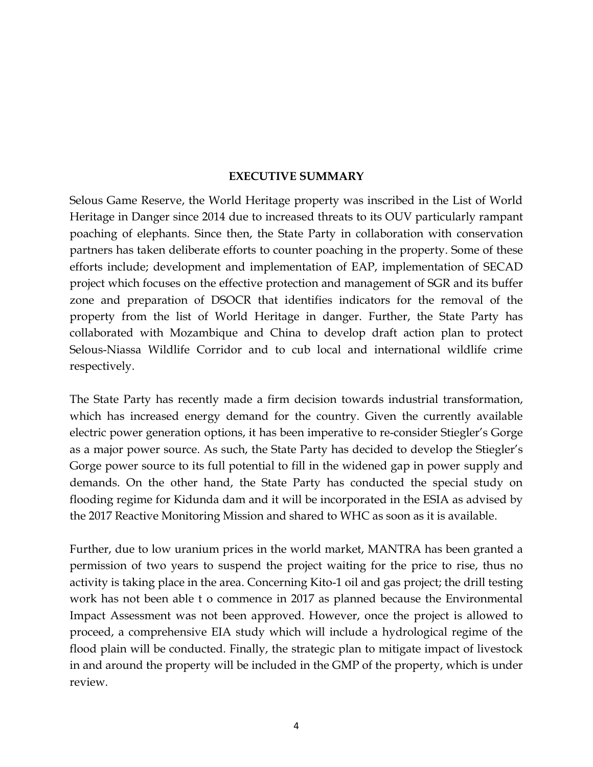## EXECUTIVE SUMMARY

Selous Game Reserve, the World Heritage property was inscribed in the List of World Heritage in Danger since 2014 due to increased threats to its OUV particularly rampant poaching of elephants. Since then, the State Party in collaboration with conservation partners has taken deliberate efforts to counter poaching in the property. Some of these efforts include; development and implementation of EAP, implementation of SECAD project which focuses on the effective protection and management of SGR and its buffer zone and preparation of DSOCR that identifies indicators for the removal of the property from the list of World Heritage in danger. Further, the State Party has collaborated with Mozambique and China to develop draft action plan to protect Selous-Niassa Wildlife Corridor and to cub local and international wildlife crime respectively.

The State Party has recently made a firm decision towards industrial transformation, which has increased energy demand for the country. Given the currently available electric power generation options, it has been imperative to re-consider Stiegler's Gorge as a major power source. As such, the State Party has decided to develop the Stiegler's Gorge power source to its full potential to fill in the widened gap in power supply and demands. On the other hand, the State Party has conducted the special study on flooding regime for Kidunda dam and it will be incorporated in the ESIA as advised by the 2017 Reactive Monitoring Mission and shared to WHC as soon as it is available.

Further, due to low uranium prices in the world market, MANTRA has been granted a permission of two years to suspend the project waiting for the price to rise, thus no activity is taking place in the area. Concerning Kito-1 oil and gas project; the drill testing work has not been able t o commence in 2017 as planned because the Environmental Impact Assessment was not been approved. However, once the project is allowed to proceed, a comprehensive EIA study which will include a hydrological regime of the flood plain will be conducted. Finally, the strategic plan to mitigate impact of livestock in and around the property will be included in the GMP of the property, which is under review.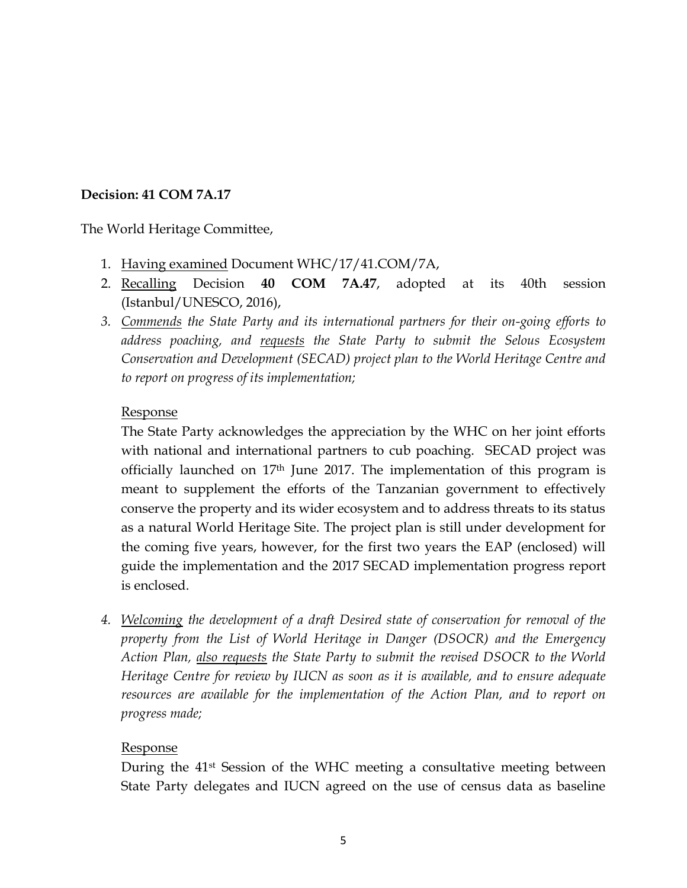**Decision: 41 COM 7A.17**

The World Heritage Committee,

1. Having examined Document WHC/17/41.COM/7A,
2. Recalling Decision **40 COM 7A.47**, adopted at its 40th session (Istanbul/UNESCO, 2016),
3. *Commends the State Party and its international partners for their on-going efforts to address poaching, and requests the State Party to submit the Selous Ecosystem Conservation and Development (SECAD) project plan to the World Heritage Centre and to report on progress of its implementation;*

   Response

   The State Party acknowledges the appreciation by the WHC on her joint efforts with national and international partners to cub poaching. SECAD project was officially launched on 17th June 2017. The implementation of this program is meant to supplement the efforts of the Tanzanian government to effectively conserve the property and its wider ecosystem and to address threats to its status as a natural World Heritage Site. The project plan is still under development for the coming five years, however, for the first two years the EAP (enclosed) will guide the implementation and the 2017 SECAD implementation progress report is enclosed.

4. *Welcoming the development of a draft Desired state of conservation for removal of the property from the List of World Heritage in Danger (DSOCR) and the Emergency Action Plan, also requests the State Party to submit the revised DSOCR to the World Heritage Centre for review by IUCN as soon as it is available, and to ensure adequate resources are available for the implementation of the Action Plan, and to report on progress made;*

   Response

   During the 41st Session of the WHC meeting a consultative meeting between State Party delegates and IUCN agreed on the use of census data as baseline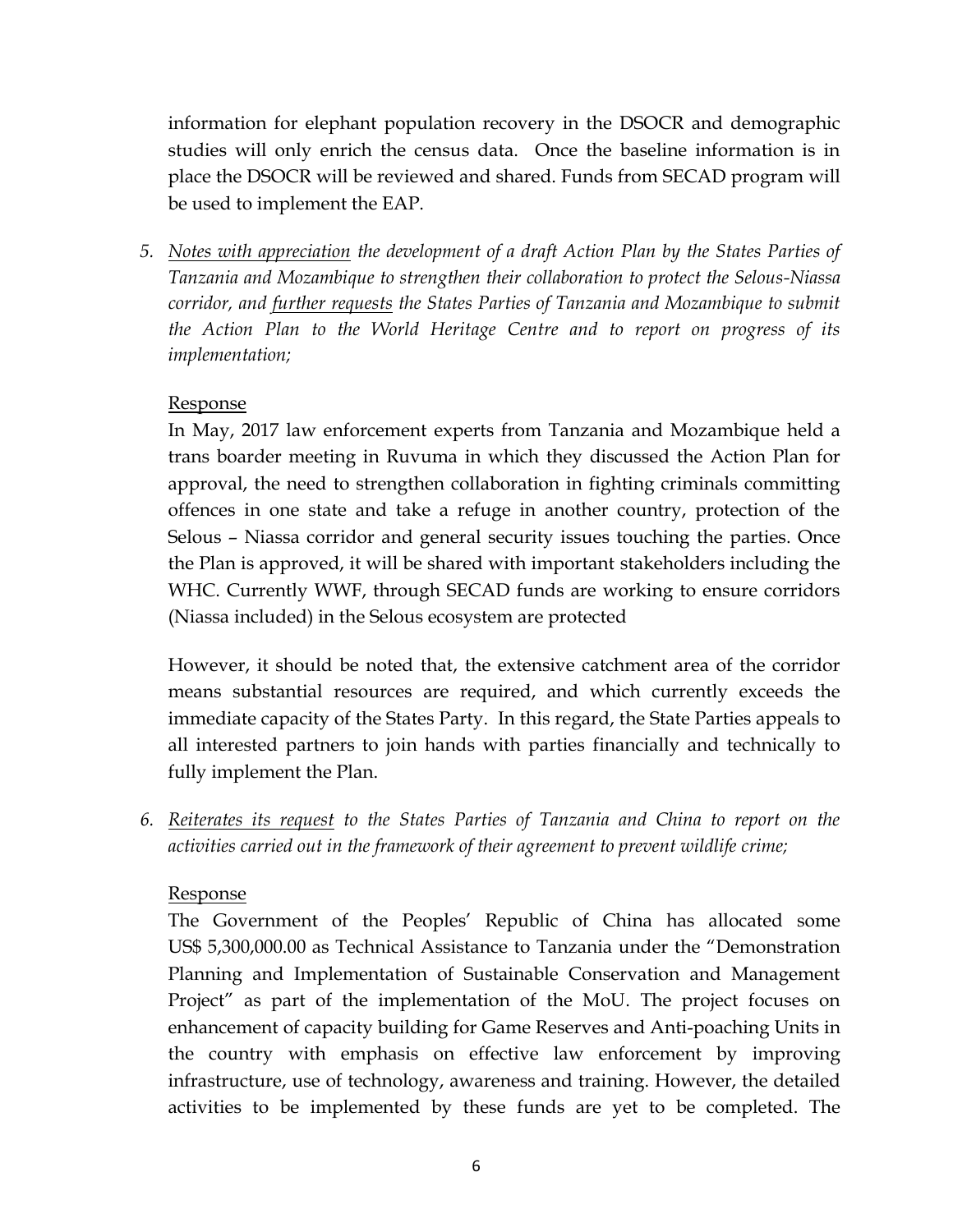information for elephant population recovery in the DSOCR and demographic studies will only enrich the census data. Once the baseline information is in place the DSOCR will be reviewed and shared. Funds from SECAD program will be used to implement the EAP.

5. *Notes with appreciation the development of a draft Action Plan by the States Parties of Tanzania and Mozambique to strengthen their collaboration to protect the Selous-Niassa corridor, and further requests the States Parties of Tanzania and Mozambique to submit the Action Plan to the World Heritage Centre and to report on progress of its implementation;*

   Response

   In May, 2017 law enforcement experts from Tanzania and Mozambique held a trans boarder meeting in Ruvuma in which they discussed the Action Plan for approval, the need to strengthen collaboration in fighting criminals committing offences in one state and take a refuge in another country, protection of the Selous – Niassa corridor and general security issues touching the parties. Once the Plan is approved, it will be shared with important stakeholders including the WHC. Currently WWF, through SECAD funds are working to ensure corridors (Niassa included) in the Selous ecosystem are protected

   However, it should be noted that, the extensive catchment area of the corridor means substantial resources are required, and which currently exceeds the immediate capacity of the States Party. In this regard, the State Parties appeals to all interested partners to join hands with parties financially and technically to fully implement the Plan.

6. *Reiterates its request to the States Parties of Tanzania and China to report on the activities carried out in the framework of their agreement to prevent wildlife crime;*

   Response

   The Government of the Peoples' Republic of China has allocated some US$ 5,300,000.00 as Technical Assistance to Tanzania under the "Demonstration Planning and Implementation of Sustainable Conservation and Management Project" as part of the implementation of the MoU. The project focuses on enhancement of capacity building for Game Reserves and Anti-poaching Units in the country with emphasis on effective law enforcement by improving infrastructure, use of technology, awareness and training. However, the detailed activities to be implemented by these funds are yet to be completed. The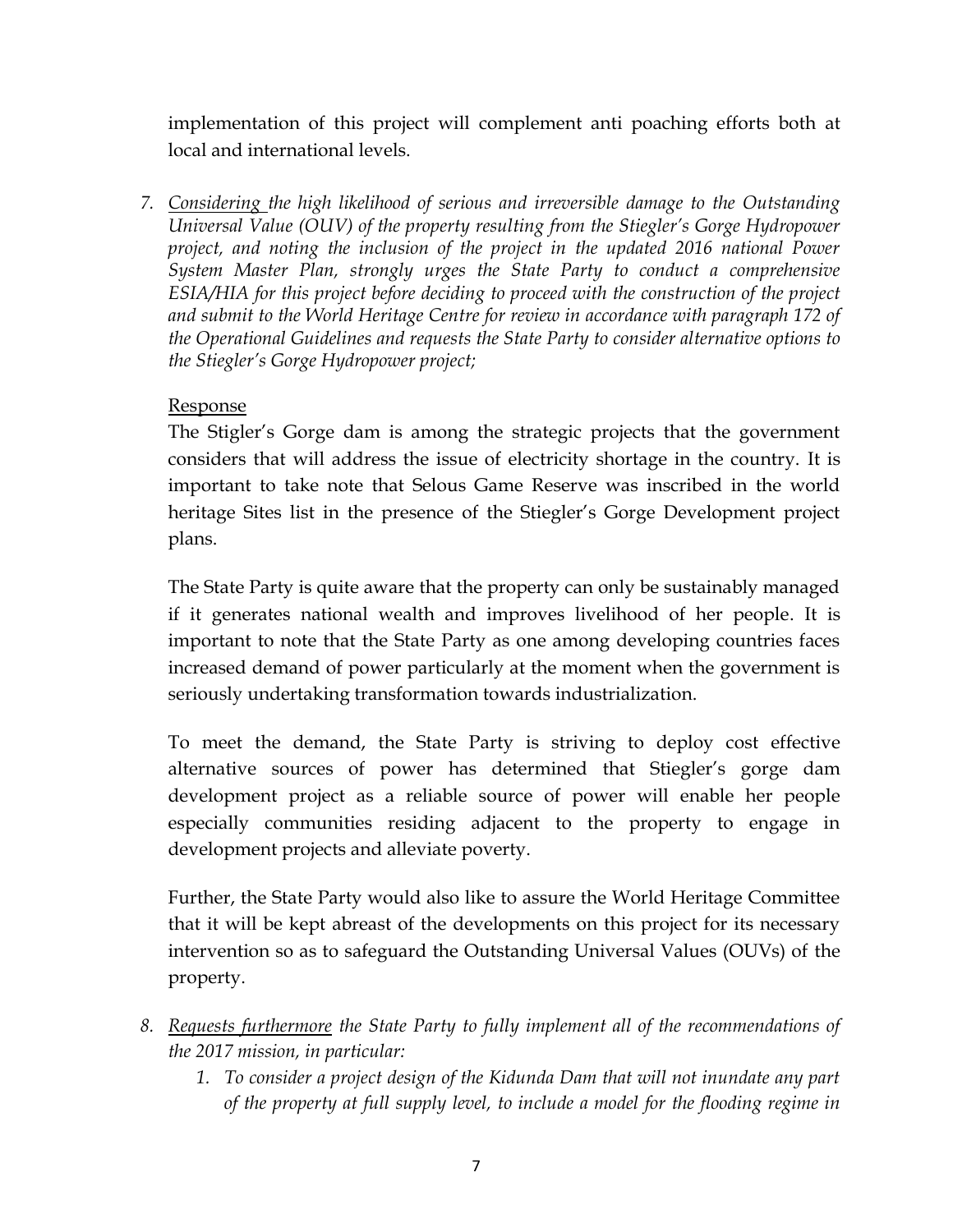implementation of this project will complement anti poaching efforts both at local and international levels.

7. *<u>Considering</u> the high likelihood of serious and irreversible damage to the Outstanding Universal Value (OUV) of the property resulting from the Stiegler's Gorge Hydropower project, and noting the inclusion of the project in the updated 2016 national Power System Master Plan, strongly urges the State Party to conduct a comprehensive ESIA/HIA for this project before deciding to proceed with the construction of the project and submit to the World Heritage Centre for review in accordance with paragraph 172 of the Operational Guidelines and requests the State Party to consider alternative options to the Stiegler's Gorge Hydropower project;*

   <u>Response</u>

   The Stigler's Gorge dam is among the strategic projects that the government considers that will address the issue of electricity shortage in the country. It is important to take note that Selous Game Reserve was inscribed in the world heritage Sites list in the presence of the Stiegler's Gorge Development project plans.

   The State Party is quite aware that the property can only be sustainably managed if it generates national wealth and improves livelihood of her people. It is important to note that the State Party as one among developing countries faces increased demand of power particularly at the moment when the government is seriously undertaking transformation towards industrialization.

   To meet the demand, the State Party is striving to deploy cost effective alternative sources of power has determined that Stiegler's gorge dam development project as a reliable source of power will enable her people especially communities residing adjacent to the property to engage in development projects and alleviate poverty.

   Further, the State Party would also like to assure the World Heritage Committee that it will be kept abreast of the developments on this project for its necessary intervention so as to safeguard the Outstanding Universal Values (OUVs) of the property.

8. *<u>Requests furthermore</u> the State Party to fully implement all of the recommendations of the 2017 mission, in particular:*
   1. *To consider a project design of the Kidunda Dam that will not inundate any part of the property at full supply level, to include a model for the flooding regime in*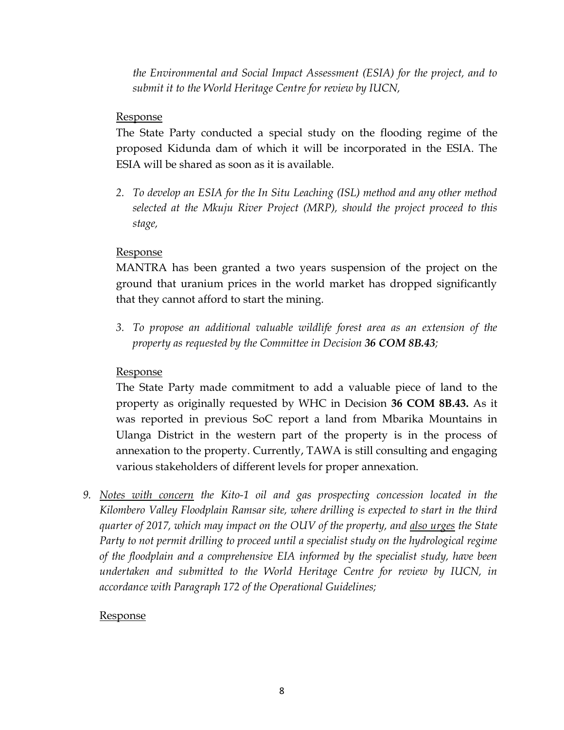*the Environmental and Social Impact Assessment (ESIA) for the project, and to submit it to the World Heritage Centre for review by IUCN,*

<u>Response</u>

The State Party conducted a special study on the flooding regime of the proposed Kidunda dam of which it will be incorporated in the ESIA. The ESIA will be shared as soon as it is available.

2. *To develop an ESIA for the In Situ Leaching (ISL) method and any other method selected at the Mkuju River Project (MRP), should the project proceed to this stage,*

<u>Response</u>

MANTRA has been granted a two years suspension of the project on the ground that uranium prices in the world market has dropped significantly that they cannot afford to start the mining.

3. *To propose an additional valuable wildlife forest area as an extension of the property as requested by the Committee in Decision* ***36 COM 8B.43****;*

<u>Response</u>

The State Party made commitment to add a valuable piece of land to the property as originally requested by WHC in Decision **36 COM 8B.43.** As it was reported in previous SoC report a land from Mbarika Mountains in Ulanga District in the western part of the property is in the process of annexation to the property. Currently, TAWA is still consulting and engaging various stakeholders of different levels for proper annexation.

9. *<u>Notes with concern</u> the Kito-1 oil and gas prospecting concession located in the Kilombero Valley Floodplain Ramsar site, where drilling is expected to start in the third quarter of 2017, which may impact on the OUV of the property, and <u>also urges</u> the State Party to not permit drilling to proceed until a specialist study on the hydrological regime of the floodplain and a comprehensive EIA informed by the specialist study, have been undertaken and submitted to the World Heritage Centre for review by IUCN, in accordance with Paragraph 172 of the Operational Guidelines;*

<u>Response</u>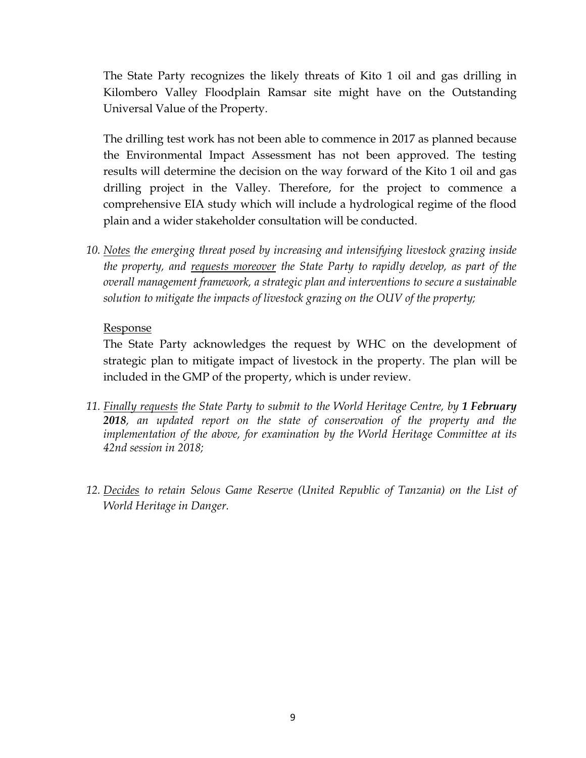The State Party recognizes the likely threats of Kito 1 oil and gas drilling in Kilombero Valley Floodplain Ramsar site might have on the Outstanding Universal Value of the Property.

The drilling test work has not been able to commence in 2017 as planned because the Environmental Impact Assessment has not been approved. The testing results will determine the decision on the way forward of the Kito 1 oil and gas drilling project in the Valley. Therefore, for the project to commence a comprehensive EIA study which will include a hydrological regime of the flood plain and a wider stakeholder consultation will be conducted.

10. *Notes the emerging threat posed by increasing and intensifying livestock grazing inside the property, and requests moreover the State Party to rapidly develop, as part of the overall management framework, a strategic plan and interventions to secure a sustainable solution to mitigate the impacts of livestock grazing on the OUV of the property;*

Response

The State Party acknowledges the request by WHC on the development of strategic plan to mitigate impact of livestock in the property. The plan will be included in the GMP of the property, which is under review.

11. *Finally requests the State Party to submit to the World Heritage Centre, by **1 February 2018**, an updated report on the state of conservation of the property and the implementation of the above, for examination by the World Heritage Committee at its 42nd session in 2018;*

12. *Decides to retain Selous Game Reserve (United Republic of Tanzania) on the List of World Heritage in Danger.*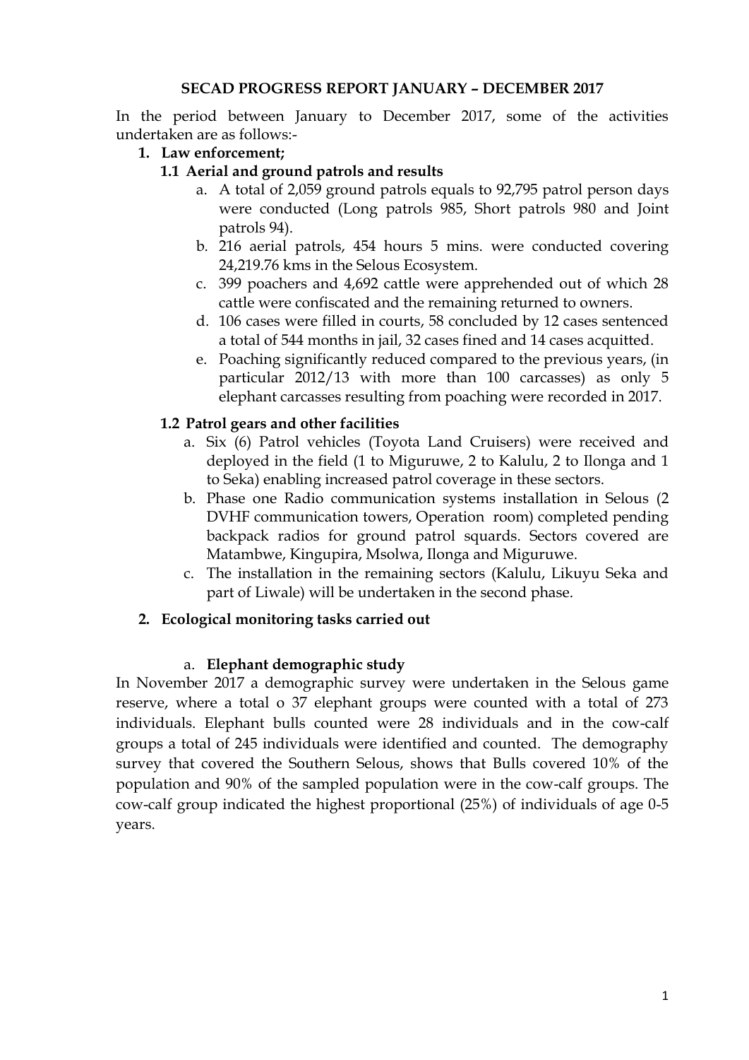# SECAD PROGRESS REPORT JANUARY – DECEMBER 2017

In the period between January to December 2017, some of the activities undertaken are as follows:-

1. **Law enforcement;**

   **1.1 Aerial and ground patrols and results**

   a. A total of 2,059 ground patrols equals to 92,795 patrol person days were conducted (Long patrols 985, Short patrols 980 and Joint patrols 94).

   b. 216 aerial patrols, 454 hours 5 mins. were conducted covering 24,219.76 kms in the Selous Ecosystem.

   c. 399 poachers and 4,692 cattle were apprehended out of which 28 cattle were confiscated and the remaining returned to owners.

   d. 106 cases were filled in courts, 58 concluded by 12 cases sentenced a total of 544 months in jail, 32 cases fined and 14 cases acquitted.

   e. Poaching significantly reduced compared to the previous years, (in particular 2012/13 with more than 100 carcasses) as only 5 elephant carcasses resulting from poaching were recorded in 2017.

   **1.2 Patrol gears and other facilities**

   a. Six (6) Patrol vehicles (Toyota Land Cruisers) were received and deployed in the field (1 to Miguruwe, 2 to Kalulu, 2 to Ilonga and 1 to Seka) enabling increased patrol coverage in these sectors.

   b. Phase one Radio communication systems installation in Selous (2 DVHF communication towers, Operation room) completed pending backpack radios for ground patrol squards. Sectors covered are Matambwe, Kingupira, Msolwa, Ilonga and Miguruwe.

   c. The installation in the remaining sectors (Kalulu, Likuyu Seka and part of Liwale) will be undertaken in the second phase.

2. **Ecological monitoring tasks carried out**

   a. **Elephant demographic study**

In November 2017 a demographic survey were undertaken in the Selous game reserve, where a total o 37 elephant groups were counted with a total of 273 individuals. Elephant bulls counted were 28 individuals and in the cow-calf groups a total of 245 individuals were identified and counted. The demography survey that covered the Southern Selous, shows that Bulls covered 10% of the population and 90% of the sampled population were in the cow-calf groups. The cow-calf group indicated the highest proportional (25%) of individuals of age 0-5 years.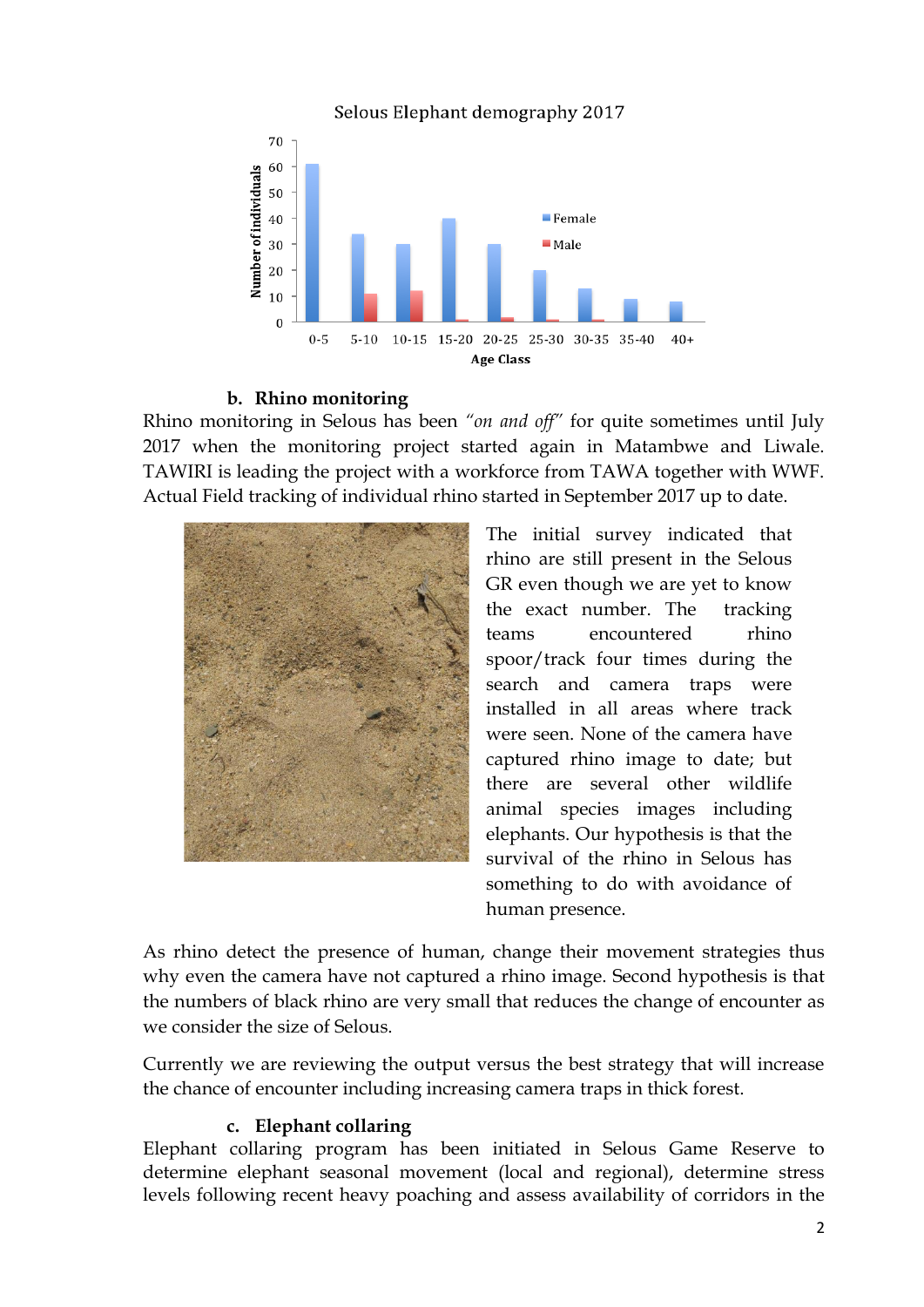Selous Elephant demography 2017

| Age Class | Female | Male |
|---|---|---|
| 0-5 | 61 | |
| 5-10 | 34 | 11 |
| 10-15 | 30 | 12 |
| 15-20 | 40 | 1 |
| 20-25 | 30 | 2 |
| 25-30 | 20 | 1 |
| 30-35 | 13 | 1 |
| 35-40 | 9 | |
| 40+ | 8 | |

### b. Rhino monitoring

Rhino monitoring in Selous has been *"on and off"* for quite sometimes until July 2017 when the monitoring project started again in Matambwe and Liwale. TAWIRI is leading the project with a workforce from TAWA together with WWF. Actual Field tracking of individual rhino started in September 2017 up to date.

The initial survey indicated that rhino are still present in the Selous GR even though we are yet to know the exact number. The tracking teams encountered rhino spoor/track four times during the search and camera traps were installed in all areas where track were seen. None of the camera have captured rhino image to date; but there are several other wildlife animal species images including elephants. Our hypothesis is that the survival of the rhino in Selous has something to do with avoidance of human presence.

As rhino detect the presence of human, change their movement strategies thus why even the camera have not captured a rhino image. Second hypothesis is that the numbers of black rhino are very small that reduces the change of encounter as we consider the size of Selous.

Currently we are reviewing the output versus the best strategy that will increase the chance of encounter including increasing camera traps in thick forest.

### c. Elephant collaring

Elephant collaring program has been initiated in Selous Game Reserve to determine elephant seasonal movement (local and regional), determine stress levels following recent heavy poaching and assess availability of corridors in the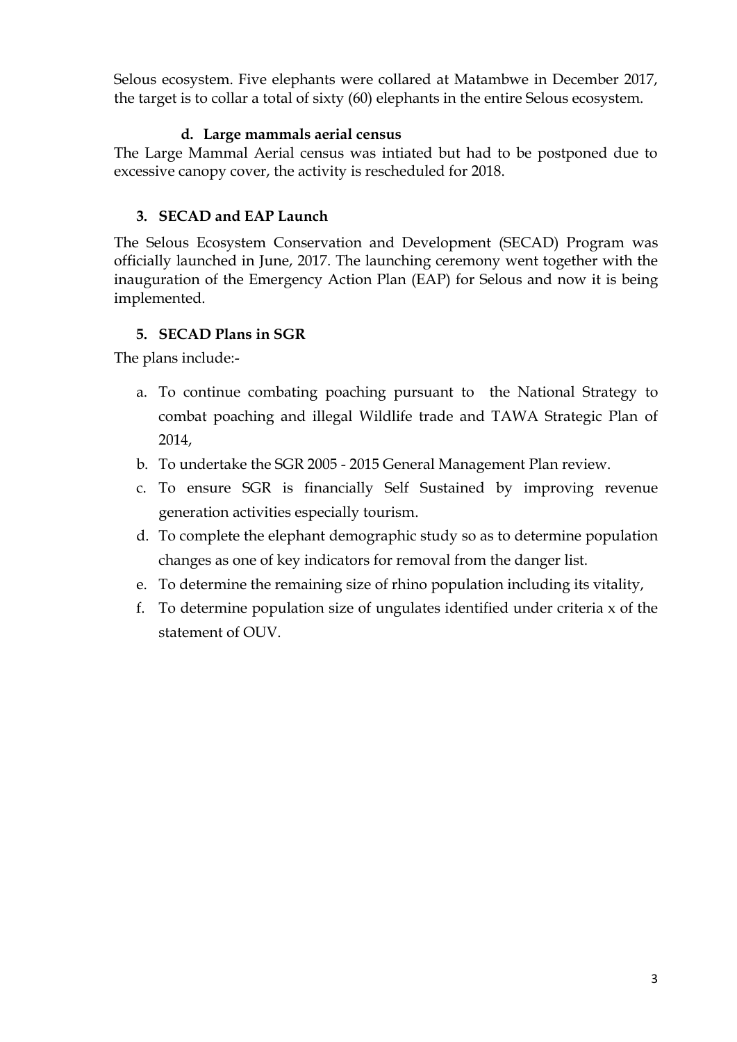Selous ecosystem. Five elephants were collared at Matambwe in December 2017, the target is to collar a total of sixty (60) elephants in the entire Selous ecosystem.

#### d. Large mammals aerial census

The Large Mammal Aerial census was intiated but had to be postponed due to excessive canopy cover, the activity is rescheduled for 2018.

### 3. SECAD and EAP Launch

The Selous Ecosystem Conservation and Development (SECAD) Program was officially launched in June, 2017. The launching ceremony went together with the inauguration of the Emergency Action Plan (EAP) for Selous and now it is being implemented.

### 5. SECAD Plans in SGR

The plans include:-

a. To continue combating poaching pursuant to the National Strategy to combat poaching and illegal Wildlife trade and TAWA Strategic Plan of 2014,
b. To undertake the SGR 2005 - 2015 General Management Plan review.
c. To ensure SGR is financially Self Sustained by improving revenue generation activities especially tourism.
d. To complete the elephant demographic study so as to determine population changes as one of key indicators for removal from the danger list.
e. To determine the remaining size of rhino population including its vitality,
f. To determine population size of ungulates identified under criteria x of the statement of OUV.